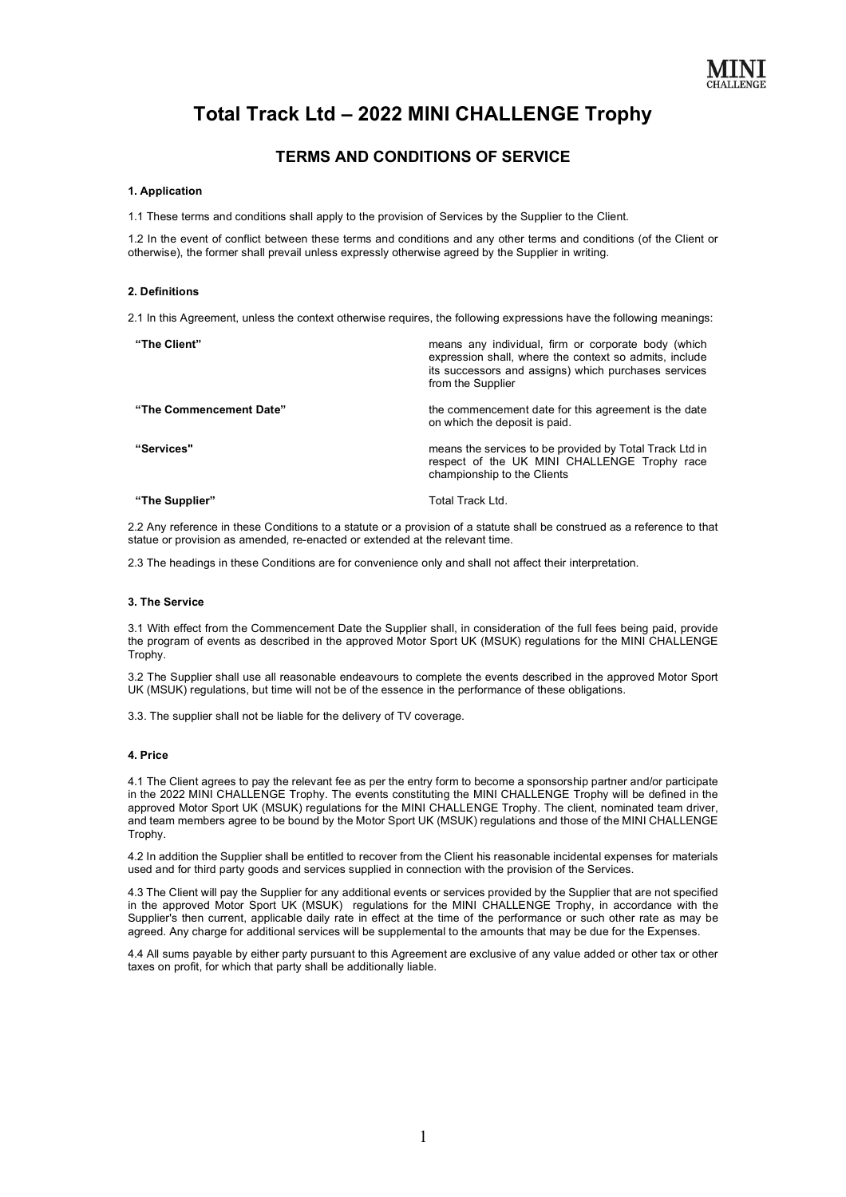# Total Track Ltd – 2022 MINI CHALLENGE Trophy

## TERMS AND CONDITIONS OF SERVICE

### 1. Application

1.1 These terms and conditions shall apply to the provision of Services by the Supplier to the Client.

1.2 In the event of conflict between these terms and conditions and any other terms and conditions (of the Client or otherwise), the former shall prevail unless expressly otherwise agreed by the Supplier in writing.

### 2. Definitions

2.1 In this Agreement, unless the context otherwise requires, the following expressions have the following meanings:

| | |
|---|---|
| **"The Client"** | means any individual, firm or corporate body (which expression shall, where the context so admits, include its successors and assigns) which purchases services from the Supplier |
| **"The Commencement Date"** | the commencement date for this agreement is the date on which the deposit is paid. |
| **"Services"** | means the services to be provided by Total Track Ltd in respect of the UK MINI CHALLENGE Trophy race championship to the Clients |
| **"The Supplier"** | Total Track Ltd. |

2.2 Any reference in these Conditions to a statute or a provision of a statute shall be construed as a reference to that statue or provision as amended, re-enacted or extended at the relevant time.

2.3 The headings in these Conditions are for convenience only and shall not affect their interpretation.

### 3. The Service

3.1 With effect from the Commencement Date the Supplier shall, in consideration of the full fees being paid, provide the program of events as described in the approved Motor Sport UK (MSUK) regulations for the MINI CHALLENGE Trophy.

3.2 The Supplier shall use all reasonable endeavours to complete the events described in the approved Motor Sport UK (MSUK) regulations, but time will not be of the essence in the performance of these obligations.

3.3. The supplier shall not be liable for the delivery of TV coverage.

### 4. Price

4.1 The Client agrees to pay the relevant fee as per the entry form to become a sponsorship partner and/or participate in the 2022 MINI CHALLENGE Trophy. The events constituting the MINI CHALLENGE Trophy will be defined in the approved Motor Sport UK (MSUK) regulations for the MINI CHALLENGE Trophy. The client, nominated team driver, and team members agree to be bound by the Motor Sport UK (MSUK) regulations and those of the MINI CHALLENGE Trophy.

4.2 In addition the Supplier shall be entitled to recover from the Client his reasonable incidental expenses for materials used and for third party goods and services supplied in connection with the provision of the Services.

4.3 The Client will pay the Supplier for any additional events or services provided by the Supplier that are not specified in the approved Motor Sport UK (MSUK) regulations for the MINI CHALLENGE Trophy, in accordance with the Supplier's then current, applicable daily rate in effect at the time of the performance or such other rate as may be agreed. Any charge for additional services will be supplemental to the amounts that may be due for the Expenses.

4.4 All sums payable by either party pursuant to this Agreement are exclusive of any value added or other tax or other taxes on profit, for which that party shall be additionally liable.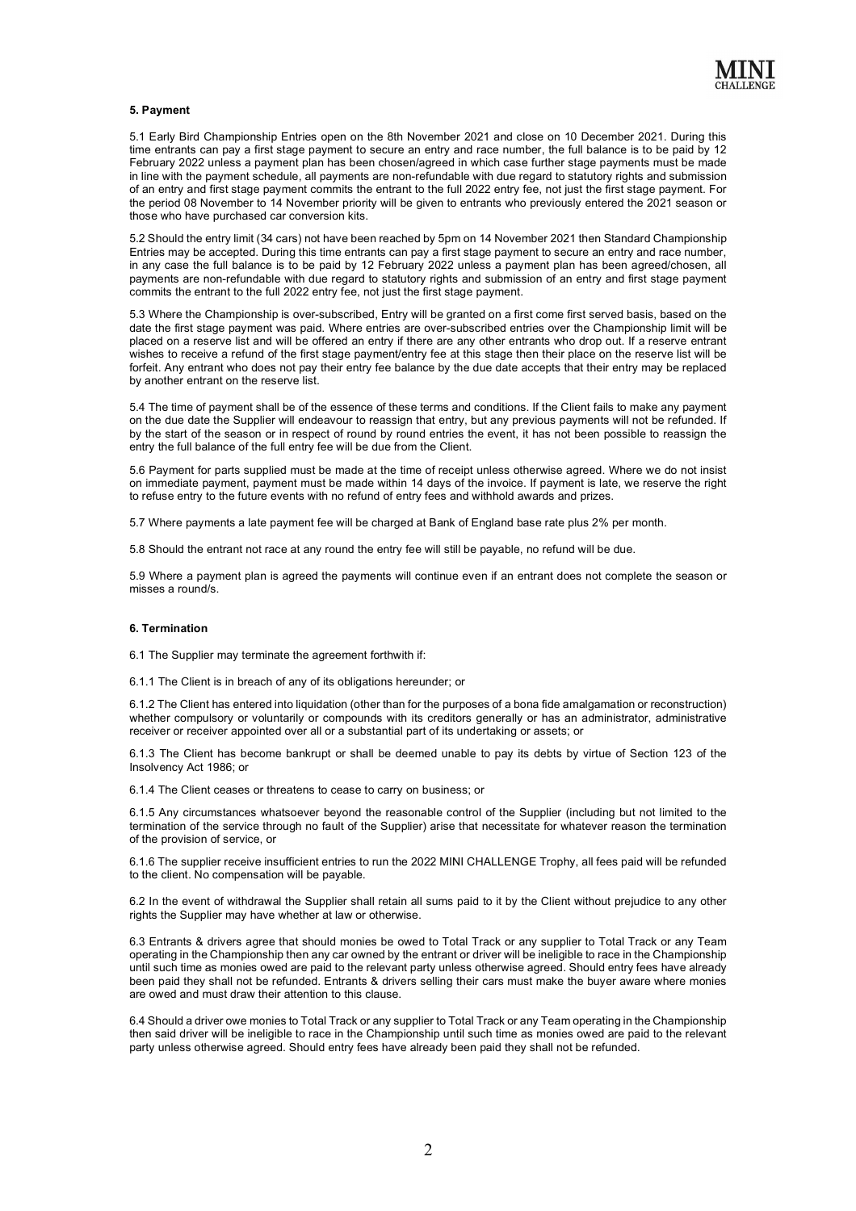### 5. Payment

5.1 Early Bird Championship Entries open on the 8th November 2021 and close on 10 December 2021. During this time entrants can pay a first stage payment to secure an entry and race number, the full balance is to be paid by 12 February 2022 unless a payment plan has been chosen/agreed in which case further stage payments must be made in line with the payment schedule, all payments are non-refundable with due regard to statutory rights and submission of an entry and first stage payment commits the entrant to the full 2022 entry fee, not just the first stage payment. For the period 08 November to 14 November priority will be given to entrants who previously entered the 2021 season or those who have purchased car conversion kits.

5.2 Should the entry limit (34 cars) not have been reached by 5pm on 14 November 2021 then Standard Championship Entries may be accepted. During this time entrants can pay a first stage payment to secure an entry and race number, in any case the full balance is to be paid by 12 February 2022 unless a payment plan has been agreed/chosen, all payments are non-refundable with due regard to statutory rights and submission of an entry and first stage payment commits the entrant to the full 2022 entry fee, not just the first stage payment.

5.3 Where the Championship is over-subscribed, Entry will be granted on a first come first served basis, based on the date the first stage payment was paid. Where entries are over-subscribed entries over the Championship limit will be placed on a reserve list and will be offered an entry if there are any other entrants who drop out. If a reserve entrant wishes to receive a refund of the first stage payment/entry fee at this stage then their place on the reserve list will be forfeit. Any entrant who does not pay their entry fee balance by the due date accepts that their entry may be replaced by another entrant on the reserve list.

5.4 The time of payment shall be of the essence of these terms and conditions. If the Client fails to make any payment on the due date the Supplier will endeavour to reassign that entry, but any previous payments will not be refunded. If by the start of the season or in respect of round by round entries the event, it has not been possible to reassign the entry the full balance of the full entry fee will be due from the Client.

5.6 Payment for parts supplied must be made at the time of receipt unless otherwise agreed. Where we do not insist on immediate payment, payment must be made within 14 days of the invoice. If payment is late, we reserve the right to refuse entry to the future events with no refund of entry fees and withhold awards and prizes.

5.7 Where payments a late payment fee will be charged at Bank of England base rate plus 2% per month.

5.8 Should the entrant not race at any round the entry fee will still be payable, no refund will be due.

5.9 Where a payment plan is agreed the payments will continue even if an entrant does not complete the season or misses a round/s.

### 6. Termination

6.1 The Supplier may terminate the agreement forthwith if:

6.1.1 The Client is in breach of any of its obligations hereunder; or

6.1.2 The Client has entered into liquidation (other than for the purposes of a bona fide amalgamation or reconstruction) whether compulsory or voluntarily or compounds with its creditors generally or has an administrator, administrative receiver or receiver appointed over all or a substantial part of its undertaking or assets; or

6.1.3 The Client has become bankrupt or shall be deemed unable to pay its debts by virtue of Section 123 of the Insolvency Act 1986; or

6.1.4 The Client ceases or threatens to cease to carry on business; or

6.1.5 Any circumstances whatsoever beyond the reasonable control of the Supplier (including but not limited to the termination of the service through no fault of the Supplier) arise that necessitate for whatever reason the termination of the provision of service, or

6.1.6 The supplier receive insufficient entries to run the 2022 MINI CHALLENGE Trophy, all fees paid will be refunded to the client. No compensation will be payable.

6.2 In the event of withdrawal the Supplier shall retain all sums paid to it by the Client without prejudice to any other rights the Supplier may have whether at law or otherwise.

6.3 Entrants & drivers agree that should monies be owed to Total Track or any supplier to Total Track or any Team operating in the Championship then any car owned by the entrant or driver will be ineligible to race in the Championship until such time as monies owed are paid to the relevant party unless otherwise agreed. Should entry fees have already been paid they shall not be refunded. Entrants & drivers selling their cars must make the buyer aware where monies are owed and must draw their attention to this clause.

6.4 Should a driver owe monies to Total Track or any supplier to Total Track or any Team operating in the Championship then said driver will be ineligible to race in the Championship until such time as monies owed are paid to the relevant party unless otherwise agreed. Should entry fees have already been paid they shall not be refunded.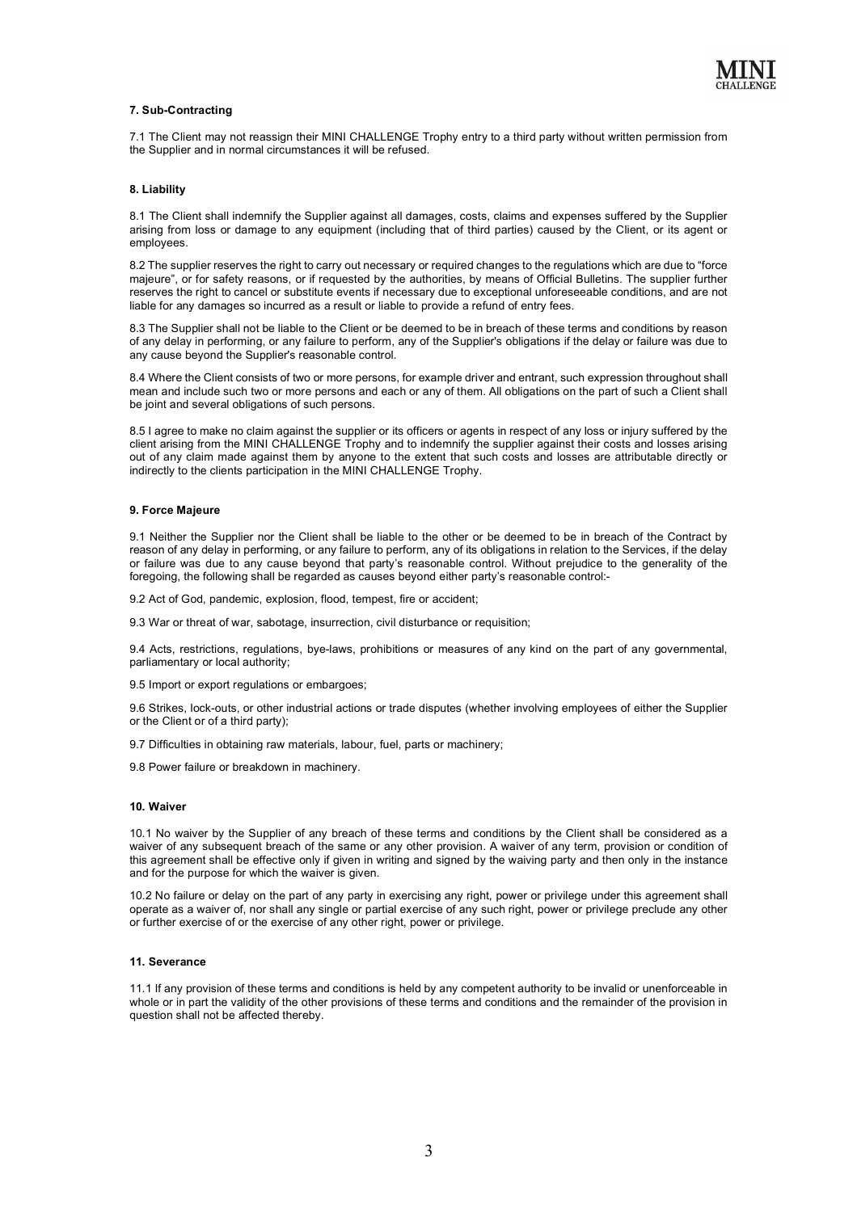### 7. Sub-Contracting

7.1 The Client may not reassign their MINI CHALLENGE Trophy entry to a third party without written permission from the Supplier and in normal circumstances it will be refused.

### 8. Liability

8.1 The Client shall indemnify the Supplier against all damages, costs, claims and expenses suffered by the Supplier arising from loss or damage to any equipment (including that of third parties) caused by the Client, or its agent or employees.

8.2 The supplier reserves the right to carry out necessary or required changes to the regulations which are due to "force majeure", or for safety reasons, or if requested by the authorities, by means of Official Bulletins. The supplier further reserves the right to cancel or substitute events if necessary due to exceptional unforeseeable conditions, and are not liable for any damages so incurred as a result or liable to provide a refund of entry fees.

8.3 The Supplier shall not be liable to the Client or be deemed to be in breach of these terms and conditions by reason of any delay in performing, or any failure to perform, any of the Supplier's obligations if the delay or failure was due to any cause beyond the Supplier's reasonable control.

8.4 Where the Client consists of two or more persons, for example driver and entrant, such expression throughout shall mean and include such two or more persons and each or any of them. All obligations on the part of such a Client shall be joint and several obligations of such persons.

8.5 I agree to make no claim against the supplier or its officers or agents in respect of any loss or injury suffered by the client arising from the MINI CHALLENGE Trophy and to indemnify the supplier against their costs and losses arising out of any claim made against them by anyone to the extent that such costs and losses are attributable directly or indirectly to the clients participation in the MINI CHALLENGE Trophy.

### 9. Force Majeure

9.1 Neither the Supplier nor the Client shall be liable to the other or be deemed to be in breach of the Contract by reason of any delay in performing, or any failure to perform, any of its obligations in relation to the Services, if the delay or failure was due to any cause beyond that party's reasonable control. Without prejudice to the generality of the foregoing, the following shall be regarded as causes beyond either party's reasonable control:-

9.2 Act of God, pandemic, explosion, flood, tempest, fire or accident;

9.3 War or threat of war, sabotage, insurrection, civil disturbance or requisition;

9.4 Acts, restrictions, regulations, bye-laws, prohibitions or measures of any kind on the part of any governmental, parliamentary or local authority;

9.5 Import or export regulations or embargoes;

9.6 Strikes, lock-outs, or other industrial actions or trade disputes (whether involving employees of either the Supplier or the Client or of a third party);

9.7 Difficulties in obtaining raw materials, labour, fuel, parts or machinery;

9.8 Power failure or breakdown in machinery.

### 10. Waiver

10.1 No waiver by the Supplier of any breach of these terms and conditions by the Client shall be considered as a waiver of any subsequent breach of the same or any other provision. A waiver of any term, provision or condition of this agreement shall be effective only if given in writing and signed by the waiving party and then only in the instance and for the purpose for which the waiver is given.

10.2 No failure or delay on the part of any party in exercising any right, power or privilege under this agreement shall operate as a waiver of, nor shall any single or partial exercise of any such right, power or privilege preclude any other or further exercise of or the exercise of any other right, power or privilege.

### 11. Severance

11.1 If any provision of these terms and conditions is held by any competent authority to be invalid or unenforceable in whole or in part the validity of the other provisions of these terms and conditions and the remainder of the provision in question shall not be affected thereby.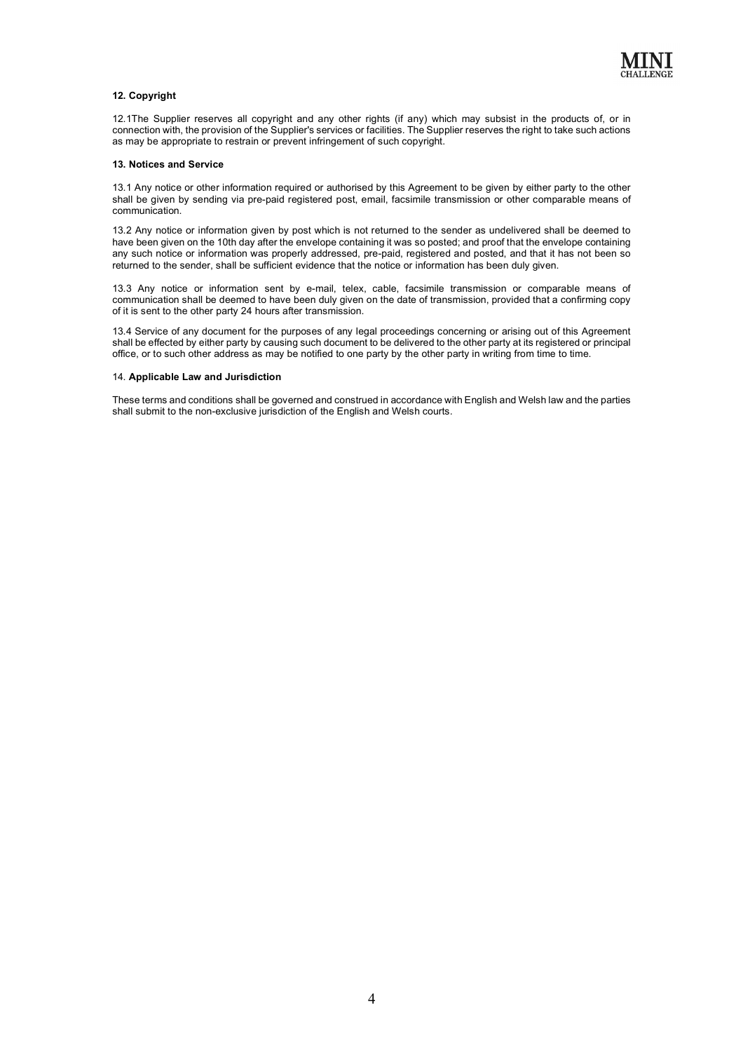**12. Copyright**

12.1The Supplier reserves all copyright and any other rights (if any) which may subsist in the products of, or in connection with, the provision of the Supplier's services or facilities. The Supplier reserves the right to take such actions as may be appropriate to restrain or prevent infringement of such copyright.

**13. Notices and Service**

13.1 Any notice or other information required or authorised by this Agreement to be given by either party to the other shall be given by sending via pre-paid registered post, email, facsimile transmission or other comparable means of communication.

13.2 Any notice or information given by post which is not returned to the sender as undelivered shall be deemed to have been given on the 10th day after the envelope containing it was so posted; and proof that the envelope containing any such notice or information was properly addressed, pre-paid, registered and posted, and that it has not been so returned to the sender, shall be sufficient evidence that the notice or information has been duly given.

13.3 Any notice or information sent by e-mail, telex, cable, facsimile transmission or comparable means of communication shall be deemed to have been duly given on the date of transmission, provided that a confirming copy of it is sent to the other party 24 hours after transmission.

13.4 Service of any document for the purposes of any legal proceedings concerning or arising out of this Agreement shall be effected by either party by causing such document to be delivered to the other party at its registered or principal office, or to such other address as may be notified to one party by the other party in writing from time to time.

14. **Applicable Law and Jurisdiction**

These terms and conditions shall be governed and construed in accordance with English and Welsh law and the parties shall submit to the non-exclusive jurisdiction of the English and Welsh courts.